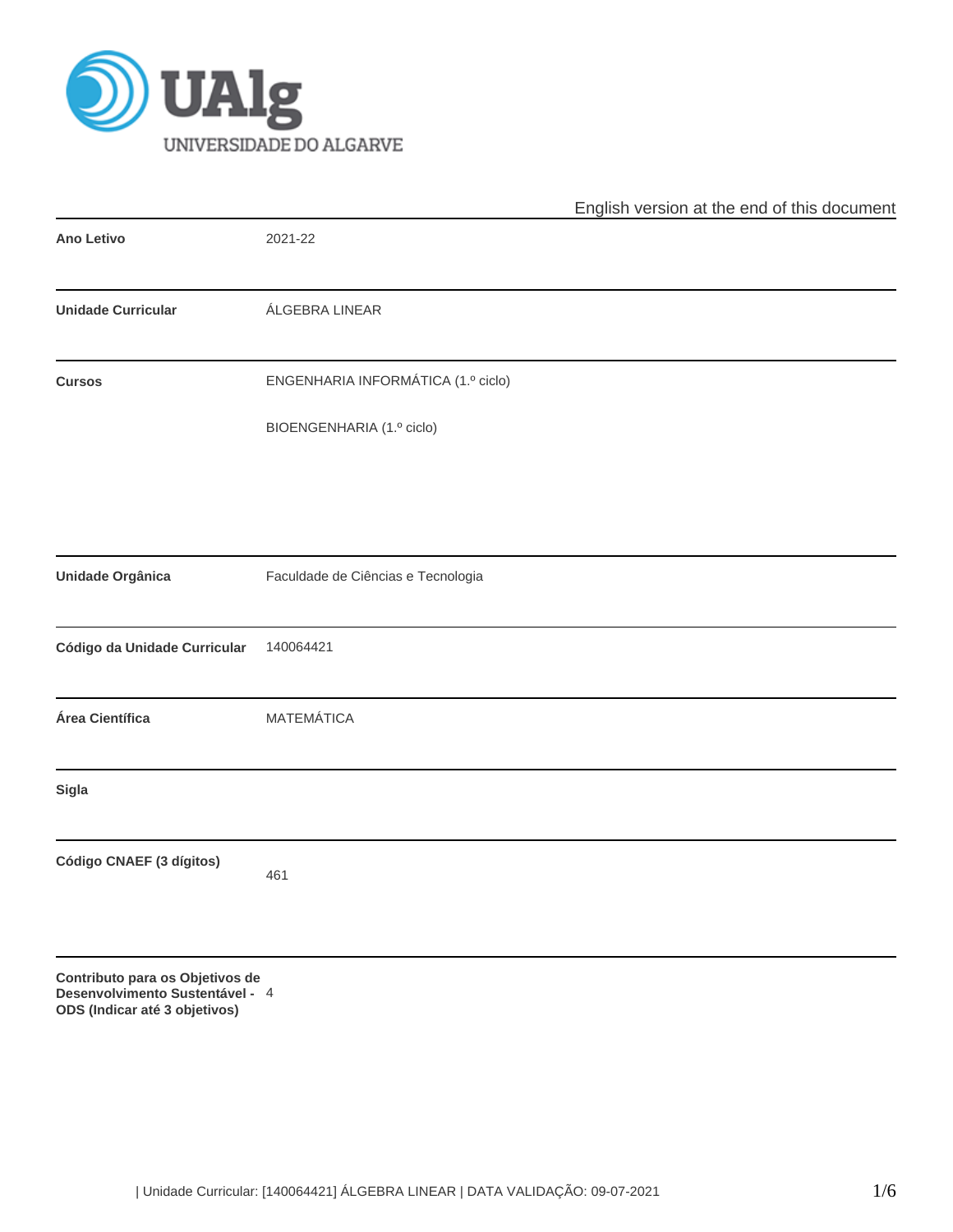English version at the end of this document

| | |
|---|---|
| **Ano Letivo** | 2021-22 |
| **Unidade Curricular** | ÁLGEBRA LINEAR |
| **Cursos** | ENGENHARIA INFORMÁTICA (1.º ciclo)<br>BIOENGENHARIA (1.º ciclo) |
| **Unidade Orgânica** | Faculdade de Ciências e Tecnologia |
| **Código da Unidade Curricular** | 140064421 |
| **Área Científica** | MATEMÁTICA |
| **Sigla** | |
| **Código CNAEF (3 dígitos)** | 461 |
| **Contributo para os Objetivos de Desenvolvimento Sustentável - ODS (Indicar até 3 objetivos)** | 4 |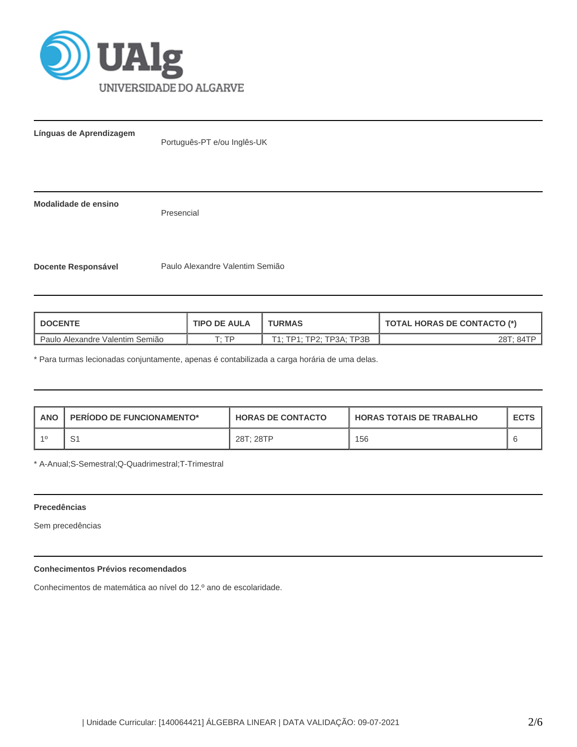**Línguas de Aprendizagem**

Português-PT e/ou Inglês-UK

**Modalidade de ensino**

Presencial

**Docente Responsável**

Paulo Alexandre Valentim Semião

| DOCENTE | TIPO DE AULA | TURMAS | TOTAL HORAS DE CONTACTO (*) |
|---|---|---|---|
| Paulo Alexandre Valentim Semião | T; TP | T1; TP1; TP2; TP3A; TP3B | 28T; 84TP |

* Para turmas lecionadas conjuntamente, apenas é contabilizada a carga horária de uma delas.

| ANO | PERÍODO DE FUNCIONAMENTO* | HORAS DE CONTACTO | HORAS TOTAIS DE TRABALHO | ECTS |
|---|---|---|---|---|
| 1º | S1 | 28T; 28TP | 156 | 6 |

* A-Anual;S-Semestral;Q-Quadrimestral;T-Trimestral

**Precedências**

Sem precedências

**Conhecimentos Prévios recomendados**

Conhecimentos de matemática ao nível do 12.º ano de escolaridade.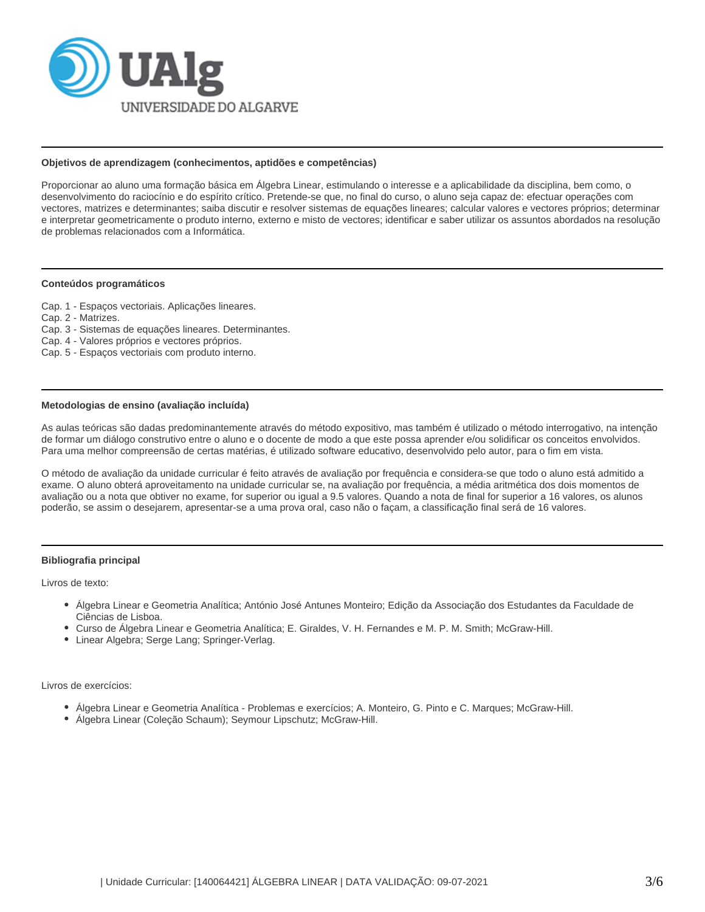## Objetivos de aprendizagem (conhecimentos, aptidões e competências)

Proporcionar ao aluno uma formação básica em Álgebra Linear, estimulando o interesse e a aplicabilidade da disciplina, bem como, o desenvolvimento do raciocínio e do espírito crítico. Pretende-se que, no final do curso, o aluno seja capaz de: efectuar operações com vectores, matrizes e determinantes; saiba discutir e resolver sistemas de equações lineares; calcular valores e vectores próprios; determinar e interpretar geometricamente o produto interno, externo e misto de vectores; identificar e saber utilizar os assuntos abordados na resolução de problemas relacionados com a Informática.

## Conteúdos programáticos

Cap. 1 - Espaços vectoriais. Aplicações lineares.
Cap. 2 - Matrizes.
Cap. 3 - Sistemas de equações lineares. Determinantes.
Cap. 4 - Valores próprios e vectores próprios.
Cap. 5 - Espaços vectoriais com produto interno.

## Metodologias de ensino (avaliação incluída)

As aulas teóricas são dadas predominantemente através do método expositivo, mas também é utilizado o método interrogativo, na intenção de formar um diálogo construtivo entre o aluno e o docente de modo a que este possa aprender e/ou solidificar os conceitos envolvidos. Para uma melhor compreensão de certas matérias, é utilizado software educativo, desenvolvido pelo autor, para o fim em vista.

O método de avaliação da unidade curricular é feito através de avaliação por frequência e considera-se que todo o aluno está admitido a exame. O aluno obterá aproveitamento na unidade curricular se, na avaliação por frequência, a média aritmética dos dois momentos de avaliação ou a nota que obtiver no exame, for superior ou igual a 9.5 valores. Quando a nota de final for superior a 16 valores, os alunos poderão, se assim o desejarem, apresentar-se a uma prova oral, caso não o façam, a classificação final será de 16 valores.

## Bibliografia principal

Livros de texto:

- Álgebra Linear e Geometria Analítica; António José Antunes Monteiro; Edição da Associação dos Estudantes da Faculdade de Ciências de Lisboa.
- Curso de Álgebra Linear e Geometria Analítica; E. Giraldes, V. H. Fernandes e M. P. M. Smith; McGraw-Hill.
- Linear Algebra; Serge Lang; Springer-Verlag.

Livros de exercícios:

- Álgebra Linear e Geometria Analítica - Problemas e exercícios; A. Monteiro, G. Pinto e C. Marques; McGraw-Hill.
- Álgebra Linear (Coleção Schaum); Seymour Lipschutz; McGraw-Hill.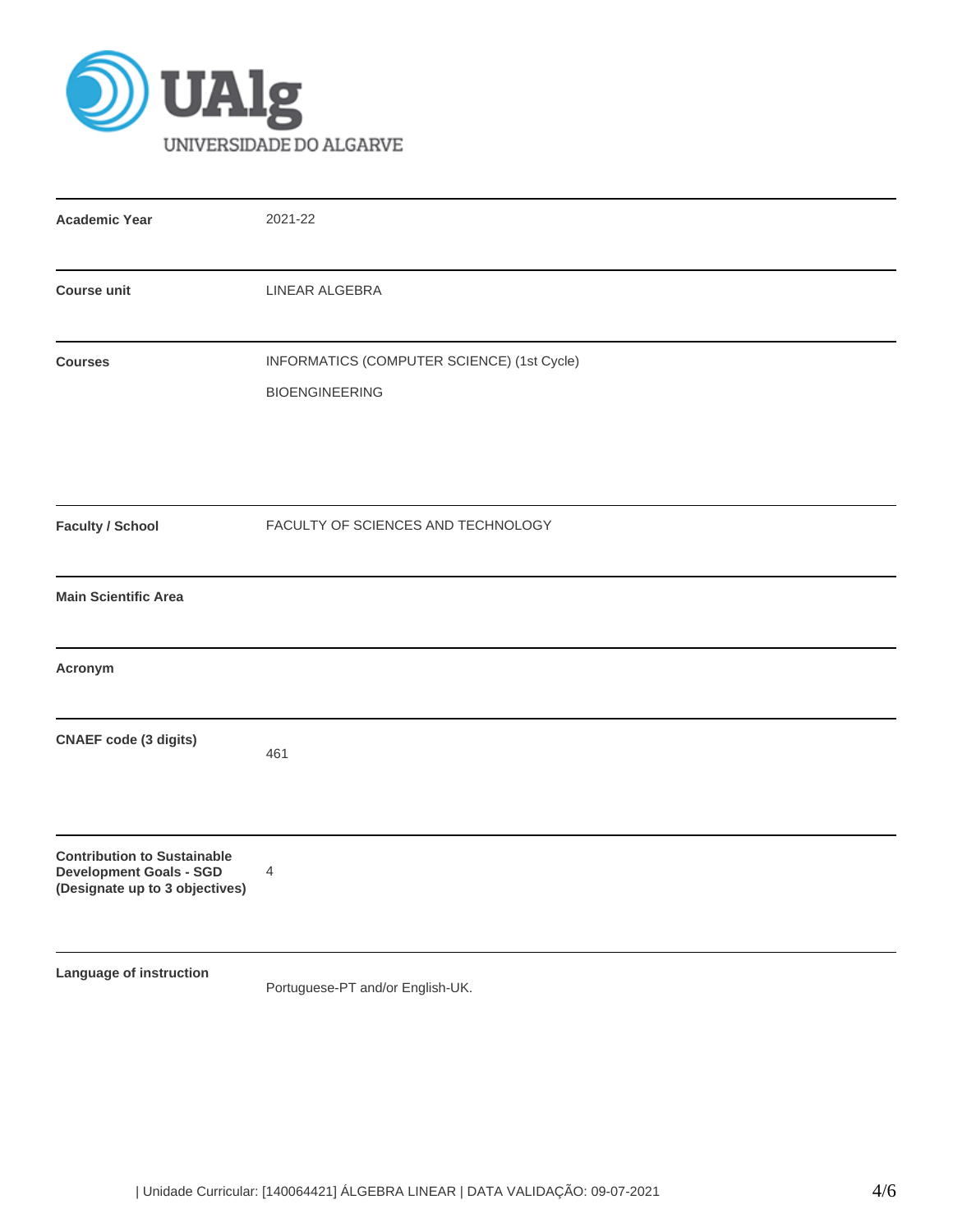| | |
|---|---|
| **Academic Year** | 2021-22 |
| **Course unit** | LINEAR ALGEBRA |
| **Courses** | INFORMATICS (COMPUTER SCIENCE) (1st Cycle)<br>BIOENGINEERING |
| **Faculty / School** | FACULTY OF SCIENCES AND TECHNOLOGY |
| **Main Scientific Area** | |
| **Acronym** | |
| **CNAEF code (3 digits)** | 461 |
| **Contribution to Sustainable Development Goals - SGD (Designate up to 3 objectives)** | 4 |
| **Language of instruction** | Portuguese-PT and/or English-UK. |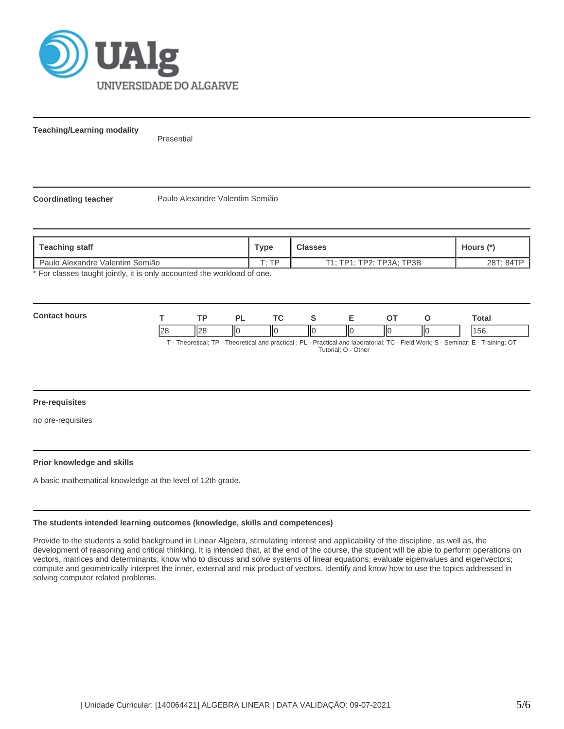**Teaching/Learning modality**

Presential

**Coordinating teacher**

Paulo Alexandre Valentim Semião

| Teaching staff | Type | Classes | Hours (*) |
|---|---|---|---|
| Paulo Alexandre Valentim Semião | T; TP | T1; TP1; TP2; TP3A; TP3B | 28T; 84TP |

* For classes taught jointly, it is only accounted the workload of one.

**Contact hours**

| T | TP | PL | TC | S | E | OT | O | Total |
|---|---|---|---|---|---|---|---|---|
| 28 | 28 | 0 | 0 | 0 | 0 | 0 | 0 | 156 |

T - Theoretical; TP - Theoretical and practical ; PL - Practical and laboratorial; TC - Field Work; S - Seminar; E - Training; OT - Tutorial; O - Other

**Pre-requisites**

no pre-requisites

**Prior knowledge and skills**

A basic mathematical knowledge at the level of 12th grade.

**The students intended learning outcomes (knowledge, skills and competences)**

Provide to the students a solid background in Linear Algebra, stimulating interest and applicability of the discipline, as well as, the development of reasoning and critical thinking. It is intended that, at the end of the course, the student will be able to perform operations on vectors, matrices and determinants; know who to discuss and solve systems of linear equations; evaluate eigenvalues and eigenvectors; compute and geometrically interpret the inner, external and mix product of vectors. Identify and know how to use the topics addressed in solving computer related problems.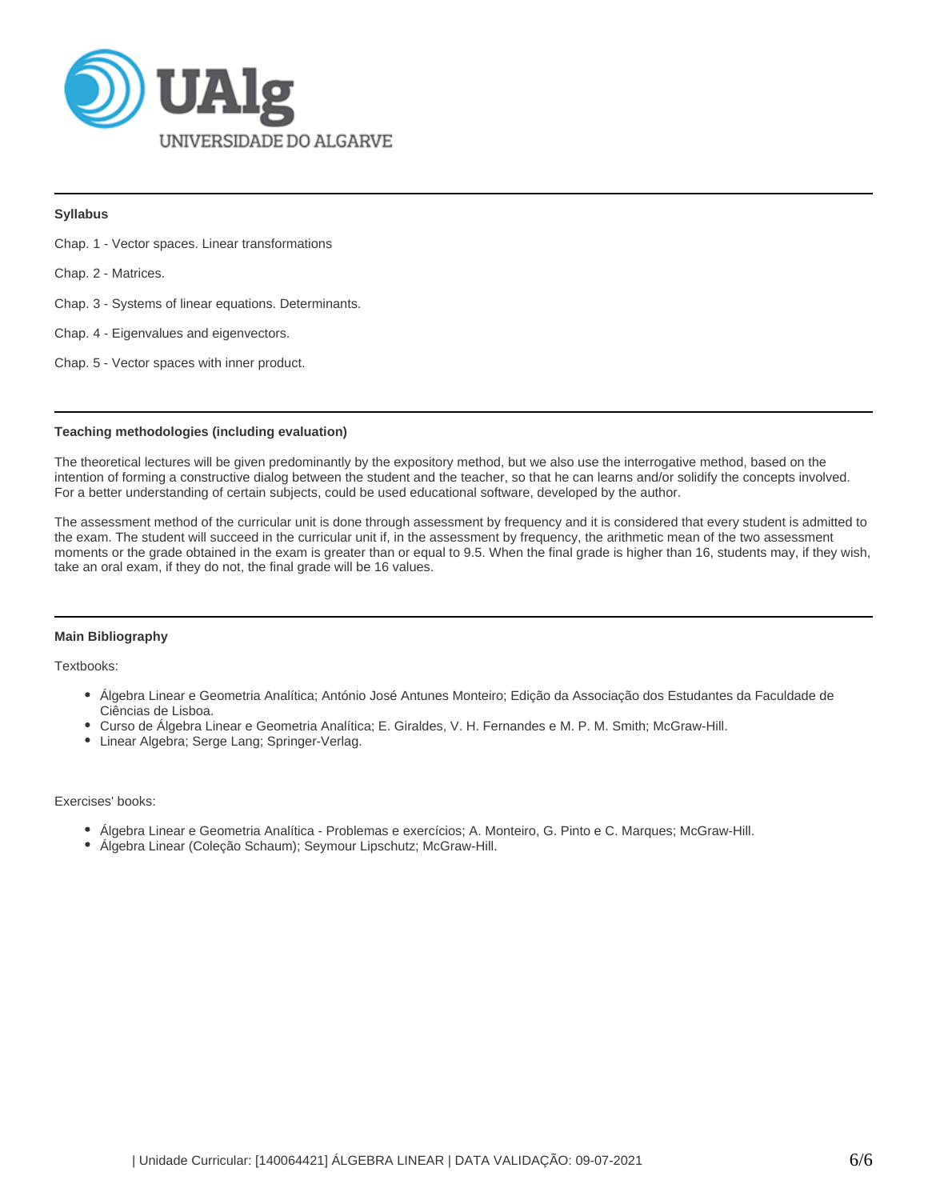### Syllabus

Chap. 1 - Vector spaces. Linear transformations

Chap. 2 - Matrices.

Chap. 3 - Systems of linear equations. Determinants.

Chap. 4 - Eigenvalues and eigenvectors.

Chap. 5 - Vector spaces with inner product.

### Teaching methodologies (including evaluation)

The theoretical lectures will be given predominantly by the expository method, but we also use the interrogative method, based on the intention of forming a constructive dialog between the student and the teacher, so that he can learns and/or solidify the concepts involved. For a better understanding of certain subjects, could be used educational software, developed by the author.

The assessment method of the curricular unit is done through assessment by frequency and it is considered that every student is admitted to the exam. The student will succeed in the curricular unit if, in the assessment by frequency, the arithmetic mean of the two assessment moments or the grade obtained in the exam is greater than or equal to 9.5. When the final grade is higher than 16, students may, if they wish, take an oral exam, if they do not, the final grade will be 16 values.

### Main Bibliography

Textbooks:

- Álgebra Linear e Geometria Analítica; António José Antunes Monteiro; Edição da Associação dos Estudantes da Faculdade de Ciências de Lisboa.
- Curso de Álgebra Linear e Geometria Analítica; E. Giraldes, V. H. Fernandes e M. P. M. Smith; McGraw-Hill.
- Linear Algebra; Serge Lang; Springer-Verlag.

Exercises' books:

- Álgebra Linear e Geometria Analítica - Problemas e exercícios; A. Monteiro, G. Pinto e C. Marques; McGraw-Hill.
- Álgebra Linear (Coleção Schaum); Seymour Lipschutz; McGraw-Hill.